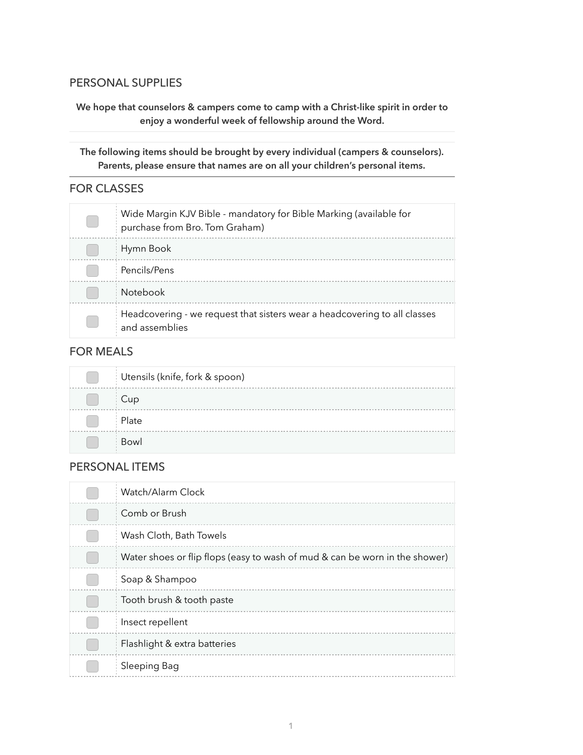## PERSONAL SUPPLIES

**We hope that counselors & campers come to camp with a Christ-like spirit in order to enjoy a wonderful week of fellowship around the Word.**

**The following items should be brought by every individual (campers & counselors). Parents, please ensure that names are on all your children's personal items.**

## FOR CLASSES

| | |
|---|---|
| ☐ | Wide Margin KJV Bible - mandatory for Bible Marking (available for purchase from Bro. Tom Graham) |
| ☐ | Hymn Book |
| ☐ | Pencils/Pens |
| ☐ | Notebook |
| ☐ | Headcovering - we request that sisters wear a headcovering to all classes and assemblies |

## FOR MEALS

| | |
|---|---|
| ☐ | Utensils (knife, fork & spoon) |
| ☐ | Cup |
| ☐ | Plate |
| ☐ | Bowl |

## PERSONAL ITEMS

| | |
|---|---|
| ☐ | Watch/Alarm Clock |
| ☐ | Comb or Brush |
| ☐ | Wash Cloth, Bath Towels |
| ☐ | Water shoes or flip flops (easy to wash of mud & can be worn in the shower) |
| ☐ | Soap & Shampoo |
| ☐ | Tooth brush & tooth paste |
| ☐ | Insect repellent |
| ☐ | Flashlight & extra batteries |
| ☐ | Sleeping Bag |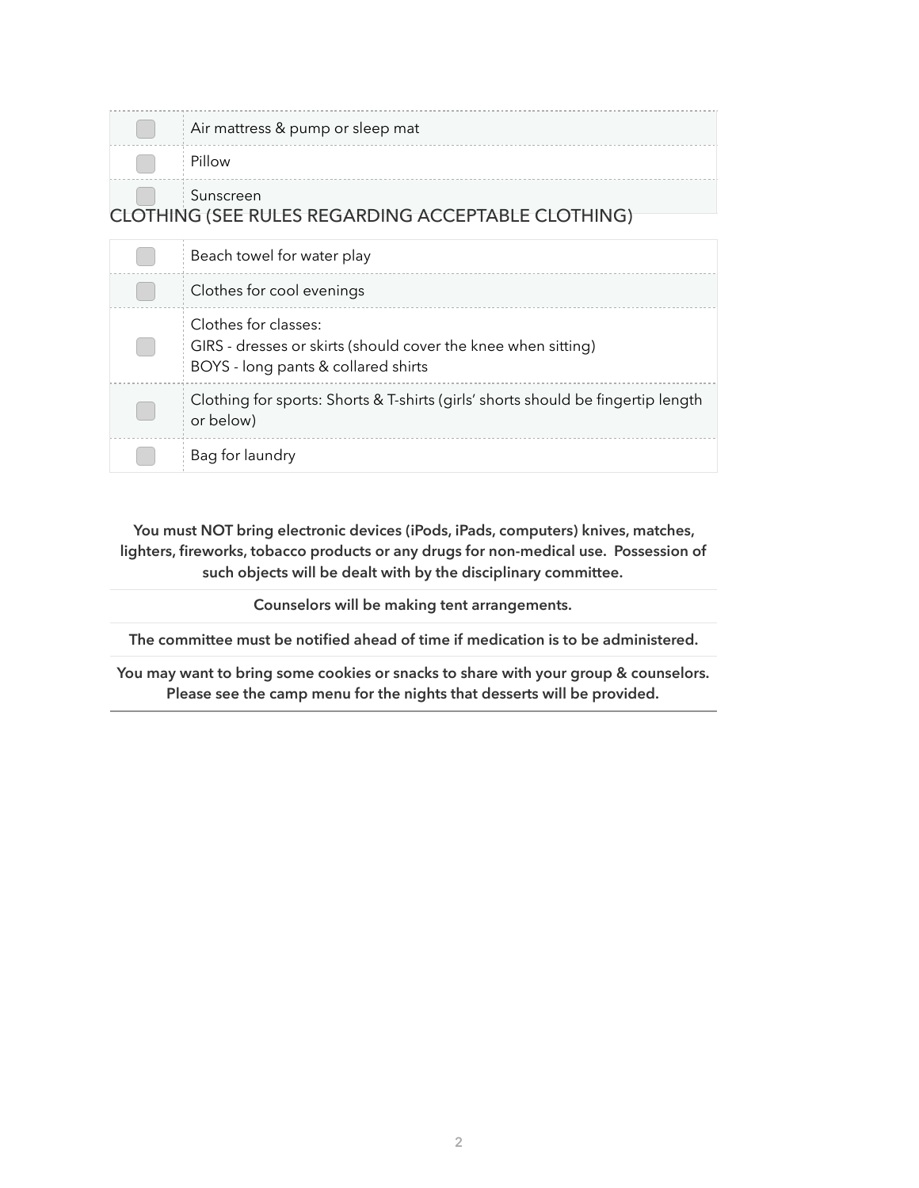| | |
|---|---|
| ☐ | Air mattress & pump or sleep mat |
| ☐ | Pillow |
| ☐ | Sunscreen |

## CLOTHING (SEE RULES REGARDING ACCEPTABLE CLOTHING)

| | |
|---|---|
| ☐ | Beach towel for water play |
| ☐ | Clothes for cool evenings |
| ☐ | Clothes for classes:<br>GIRS - dresses or skirts (should cover the knee when sitting)<br>BOYS - long pants & collared shirts |
| ☐ | Clothing for sports: Shorts & T-shirts (girls' shorts should be fingertip length or below) |
| ☐ | Bag for laundry |

**You must NOT bring electronic devices (iPods, iPads, computers) knives, matches, lighters, fireworks, tobacco products or any drugs for non-medical use. Possession of such objects will be dealt with by the disciplinary committee.**

**Counselors will be making tent arrangements.**

**The committee must be notified ahead of time if medication is to be administered.**

**You may want to bring some cookies or snacks to share with your group & counselors. Please see the camp menu for the nights that desserts will be provided.**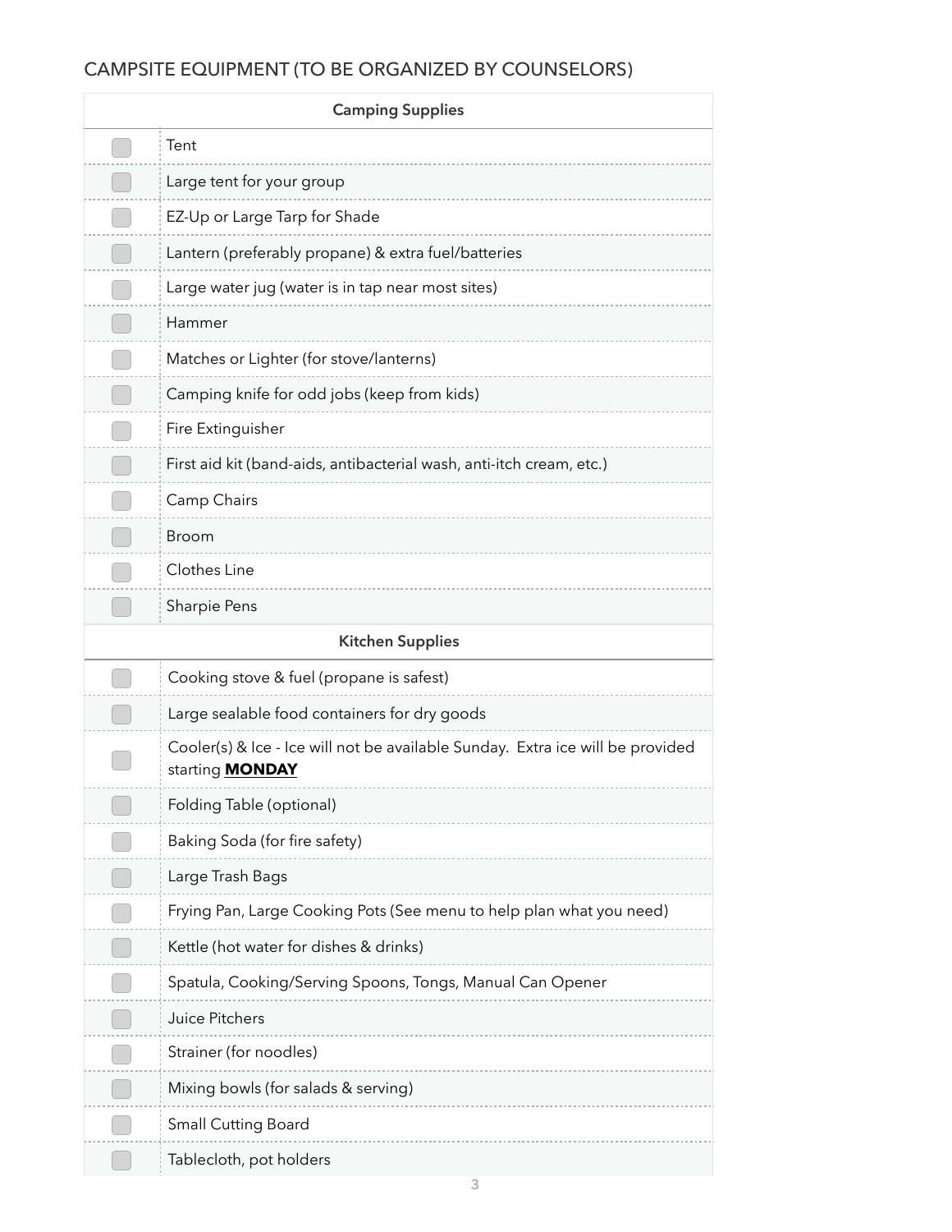## CAMPSITE EQUIPMENT (TO BE ORGANIZED BY COUNSELORS)

| | Camping Supplies |
|---|---|
| ☐ | Tent |
| ☐ | Large tent for your group |
| ☐ | EZ-Up or Large Tarp for Shade |
| ☐ | Lantern (preferably propane) & extra fuel/batteries |
| ☐ | Large water jug (water is in tap near most sites) |
| ☐ | Hammer |
| ☐ | Matches or Lighter (for stove/lanterns) |
| ☐ | Camping knife for odd jobs (keep from kids) |
| ☐ | Fire Extinguisher |
| ☐ | First aid kit (band-aids, antibacterial wash, anti-itch cream, etc.) |
| ☐ | Camp Chairs |
| ☐ | Broom |
| ☐ | Clothes Line |
| ☐ | Sharpie Pens |
| | **Kitchen Supplies** |
| ☐ | Cooking stove & fuel (propane is safest) |
| ☐ | Large sealable food containers for dry goods |
| ☐ | Cooler(s) & Ice - Ice will not be available Sunday. Extra ice will be provided starting **MONDAY** |
| ☐ | Folding Table (optional) |
| ☐ | Baking Soda (for fire safety) |
| ☐ | Large Trash Bags |
| ☐ | Frying Pan, Large Cooking Pots (See menu to help plan what you need) |
| ☐ | Kettle (hot water for dishes & drinks) |
| ☐ | Spatula, Cooking/Serving Spoons, Tongs, Manual Can Opener |
| ☐ | Juice Pitchers |
| ☐ | Strainer (for noodles) |
| ☐ | Mixing bowls (for salads & serving) |
| ☐ | Small Cutting Board |
| ☐ | Tablecloth, pot holders |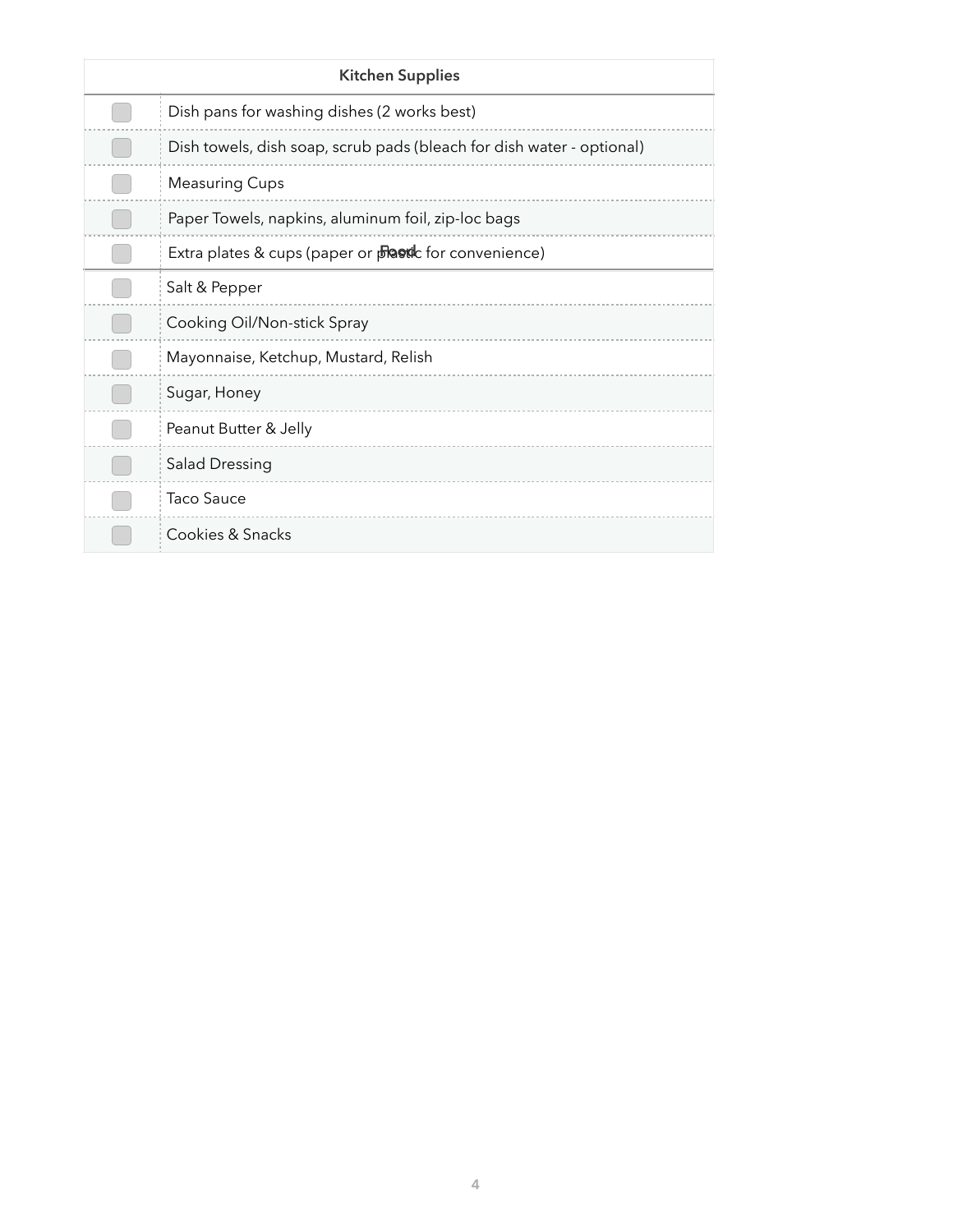| | Kitchen Supplies |
|---|---|
| ☐ | Dish pans for washing dishes (2 works best) |
| ☐ | Dish towels, dish soap, scrub pads (bleach for dish water - optional) |
| ☐ | Measuring Cups |
| ☐ | Paper Towels, napkins, aluminum foil, zip-loc bags |
| ☐ | Extra plates & cups (paper or plastic for convenience) |

| | Food |
|---|---|
| ☐ | Salt & Pepper |
| ☐ | Cooking Oil/Non-stick Spray |
| ☐ | Mayonnaise, Ketchup, Mustard, Relish |
| ☐ | Sugar, Honey |
| ☐ | Peanut Butter & Jelly |
| ☐ | Salad Dressing |
| ☐ | Taco Sauce |
| ☐ | Cookies & Snacks |